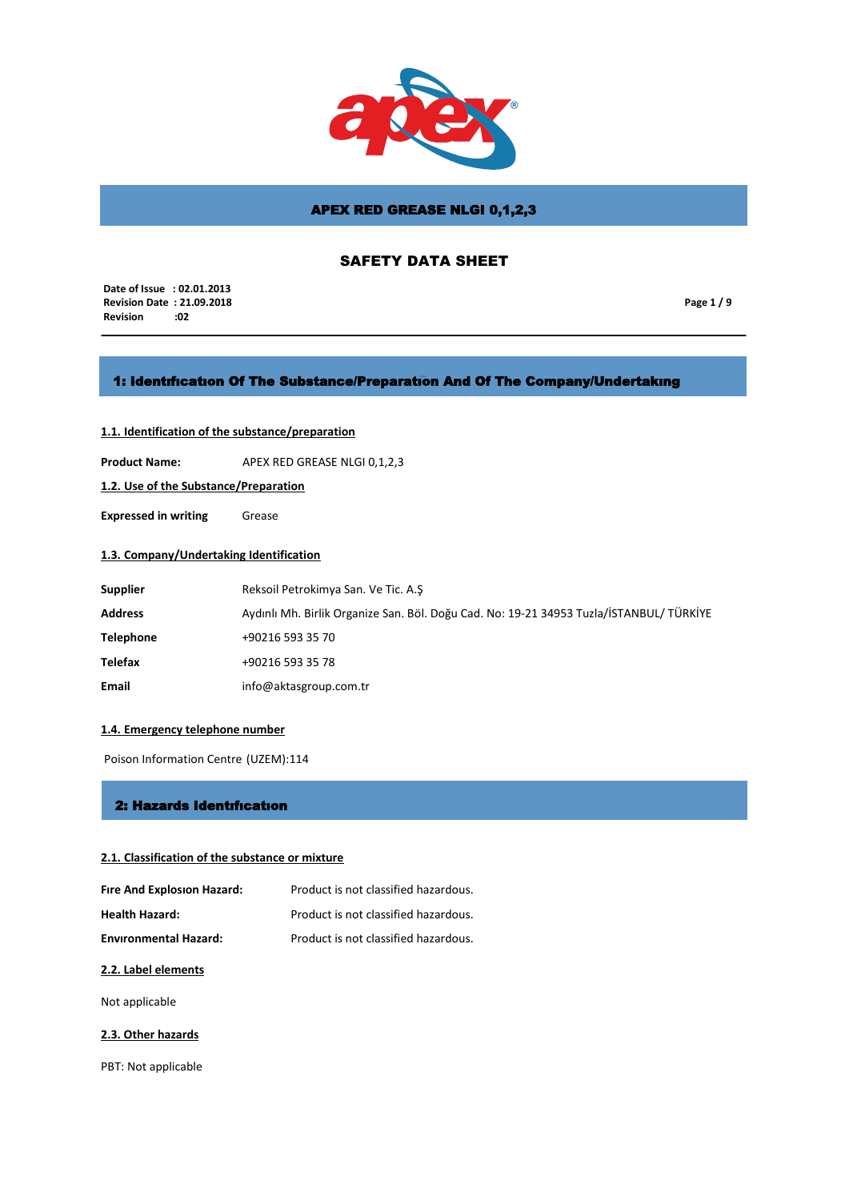# APEX RED GREASE NLGI 0,1,2,3

## SAFETY DATA SHEET

**Date of Issue : 02.01.2013**
**Revision Date : 21.09.2018**
**Revision :02**

## 1: Identıfıcatıon Of The Substance/Preparatıon And Of The Company/Undertakıng

### 1.1. Identification of the substance/preparation

**Product Name:** APEX RED GREASE NLGI 0,1,2,3

### 1.2. Use of the Substance/Preparation

**Expressed in writing** Grease

### 1.3. Company/Undertaking Identification

| | |
|---|---|
| **Supplier** | Reksoil Petrokimya San. Ve Tic. A.Ş |
| **Address** | Aydınlı Mh. Birlik Organize San. Böl. Doğu Cad. No: 19-21 34953 Tuzla/İSTANBUL/ TÜRKİYE |
| **Telephone** | +90216 593 35 70 |
| **Telefax** | +90216 593 35 78 |
| **Email** | info@aktasgroup.com.tr |

### 1.4. Emergency telephone number

Poison Information Centre (UZEM):114

## 2: Hazards Identıfıcatıon

### 2.1. Classification of the substance or mixture

| | |
|---|---|
| **Fıre And Explosıon Hazard:** | Product is not classified hazardous. |
| **Health Hazard:** | Product is not classified hazardous. |
| **Envıronmental Hazard:** | Product is not classified hazardous. |

### 2.2. Label elements

Not applicable

### 2.3. Other hazards

PBT: Not applicable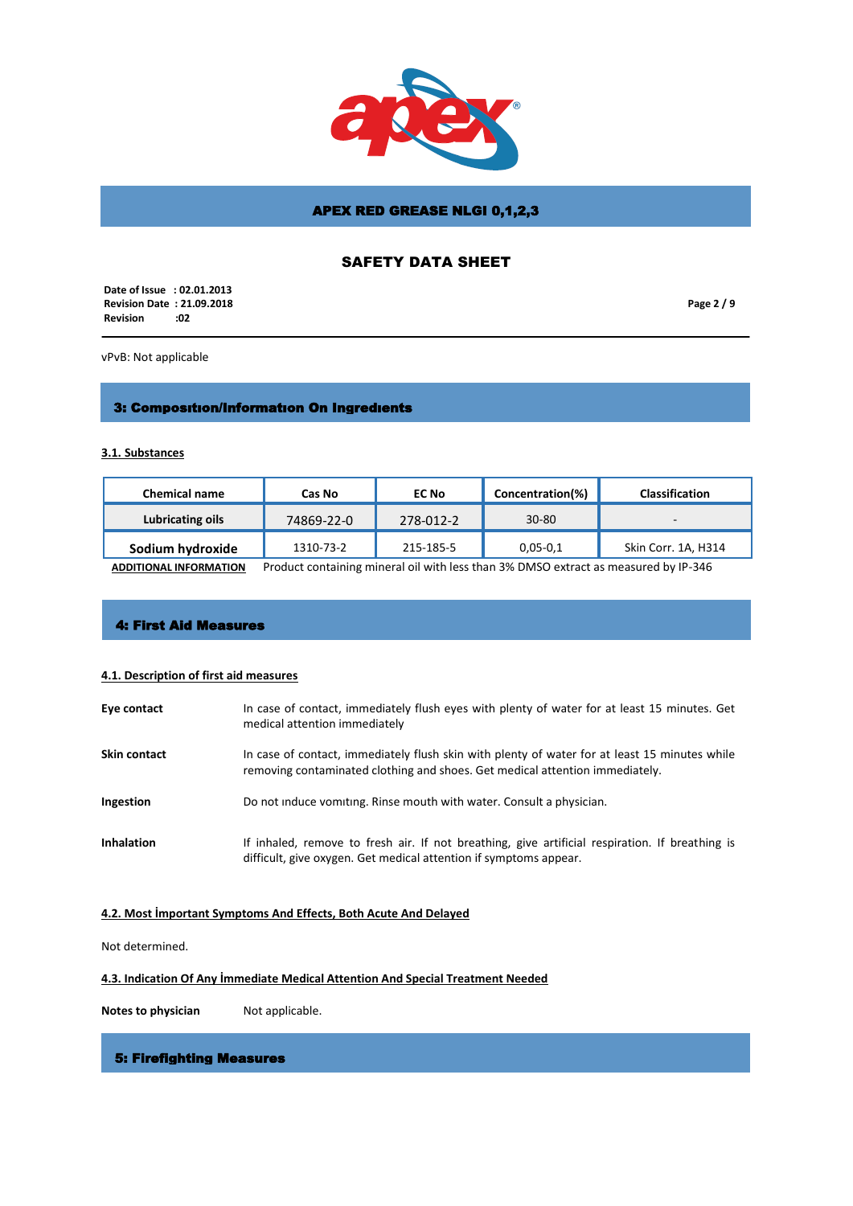vPvB: Not applicable

## 3: Composition/Information On Ingredients

### 3.1. Substances

| Chemical name | Cas No | EC No | Concentration(%) | Classification |
|---|---|---|---|---|
| Lubricating oils | 74869-22-0 | 278-012-2 | 30-80 | - |
| Sodium hydroxide | 1310-73-2 | 215-185-5 | 0,05-0,1 | Skin Corr. 1A, H314 |

**ADDITIONAL INFORMATION** Product containing mineral oil with less than 3% DMSO extract as measured by IP-346

## 4: First Aid Measures

### 4.1. Description of first aid measures

**Eye contact** In case of contact, immediately flush eyes with plenty of water for at least 15 minutes. Get medical attention immediately

**Skin contact** In case of contact, immediately flush skin with plenty of water for at least 15 minutes while removing contaminated clothing and shoes. Get medical attention immediately.

**Ingestion** Do not induce vomiting. Rinse mouth with water. Consult a physician.

**Inhalation** If inhaled, remove to fresh air. If not breathing, give artificial respiration. If breathing is difficult, give oxygen. Get medical attention if symptoms appear.

### 4.2. Most İmportant Symptoms And Effects, Both Acute And Delayed

Not determined.

### 4.3. Indication Of Any İmmediate Medical Attention And Special Treatment Needed

**Notes to physician** Not applicable.

## 5: Firefighting Measures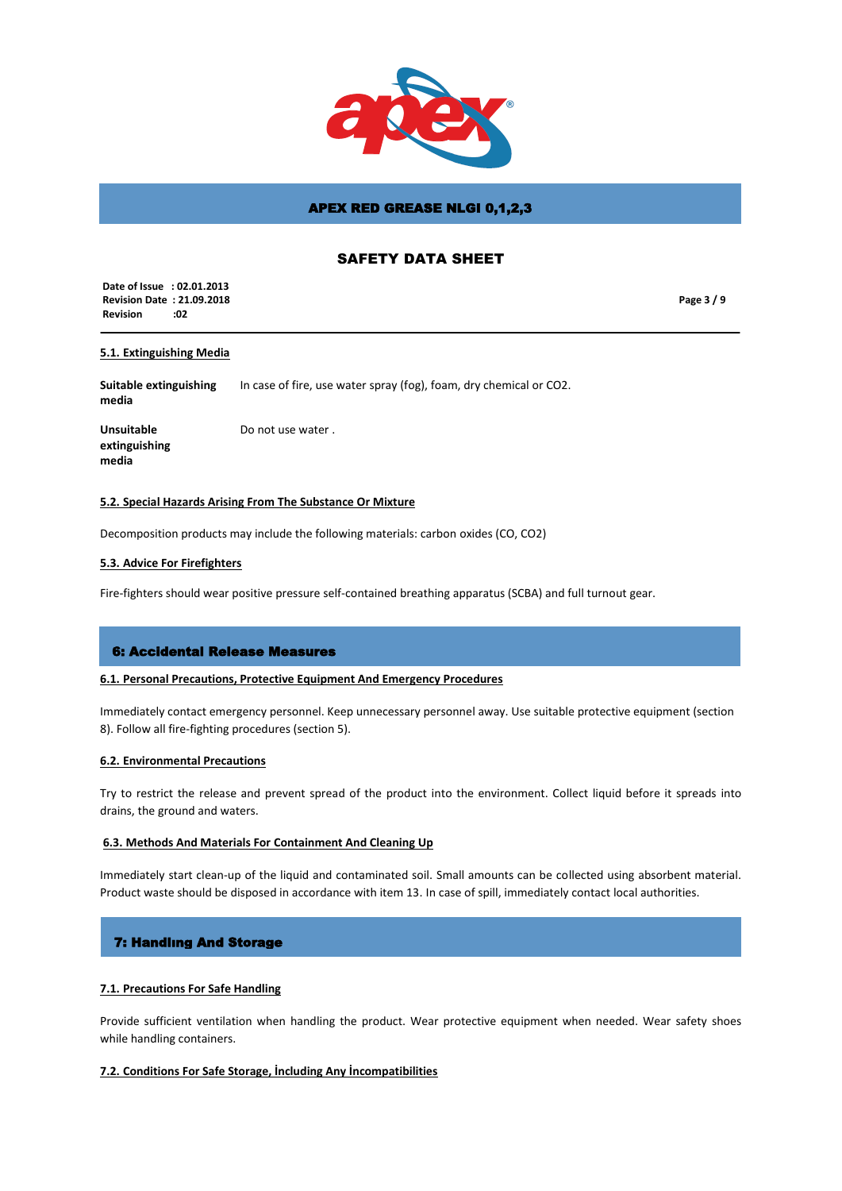## 5.1. Extinguishing Media

**Suitable extinguishing media** — In case of fire, use water spray (fog), foam, dry chemical or $CO_2$.

**Unsuitable extinguishing media** — Do not use water .

## 5.2. Special Hazards Arising From The Substance Or Mixture

Decomposition products may include the following materials: carbon oxides (CO, $CO_2$)

## 5.3. Advice For Firefighters

Fire-fighters should wear positive pressure self-contained breathing apparatus (SCBA) and full turnout gear.

# 6: Accidental Release Measures

## 6.1. Personal Precautions, Protective Equipment And Emergency Procedures

Immediately contact emergency personnel. Keep unnecessary personnel away. Use suitable protective equipment (section 8). Follow all fire-fighting procedures (section 5).

## 6.2. Environmental Precautions

Try to restrict the release and prevent spread of the product into the environment. Collect liquid before it spreads into drains, the ground and waters.

## 6.3. Methods And Materials For Containment And Cleaning Up

Immediately start clean-up of the liquid and contaminated soil. Small amounts can be collected using absorbent material. Product waste should be disposed in accordance with item 13. In case of spill, immediately contact local authorities.

# 7: Handlıng And Storage

## 7.1. Precautions For Safe Handling

Provide sufficient ventilation when handling the product. Wear protective equipment when needed. Wear safety shoes while handling containers.

## 7.2. Conditions For Safe Storage, İncluding Any İncompatibilities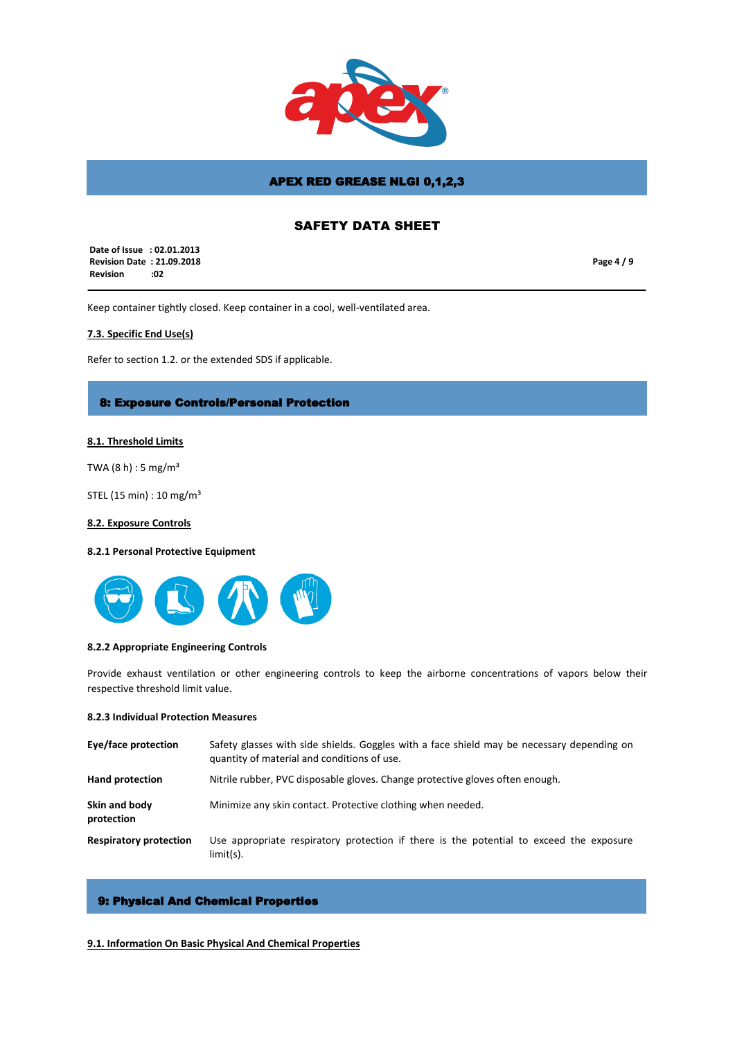Keep container tightly closed. Keep container in a cool, well-ventilated area.

### 7.3. Specific End Use(s)

Refer to section 1.2. or the extended SDS if applicable.

## 8: Exposure Controls/Personal Protection

### 8.1. Threshold Limits

TWA (8 h) : 5 mg/m³

STEL (15 min) : 10 mg/m³

### 8.2. Exposure Controls

**8.2.1 Personal Protective Equipment**

**8.2.2 Appropriate Engineering Controls**

Provide exhaust ventilation or other engineering controls to keep the airborne concentrations of vapors below their respective threshold limit value.

**8.2.3 Individual Protection Measures**

| | |
|---|---|
| **Eye/face protection** | Safety glasses with side shields. Goggles with a face shield may be necessary depending on quantity of material and conditions of use. |
| **Hand protection** | Nitrile rubber, PVC disposable gloves. Change protective gloves often enough. |
| **Skin and body protection** | Minimize any skin contact. Protective clothing when needed. |
| **Respiratory protection** | Use appropriate respiratory protection if there is the potential to exceed the exposure limit(s). |

## 9: Physical And Chemical Properties

### 9.1. Information On Basic Physical And Chemical Properties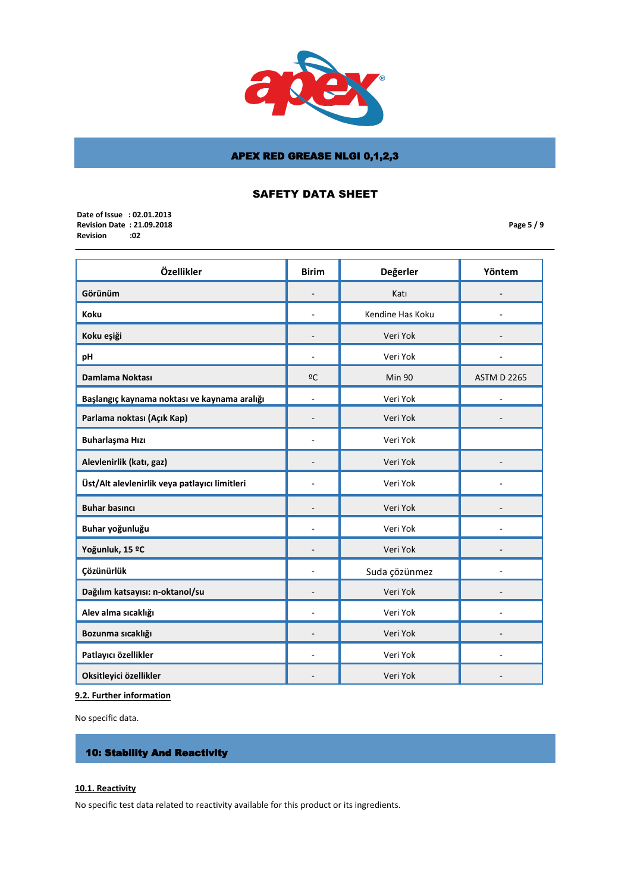| Özellikler | Birim | Değerler | Yöntem |
|---|---|---|---|
| **Görünüm** | - | Katı | - |
| **Koku** | - | Kendine Has Koku | - |
| **Koku eşiği** | - | Veri Yok | - |
| **pH** | - | Veri Yok | - |
| **Damlama Noktası** | ºC | Min 90 | ASTM D 2265 |
| **Başlangıç kaynama noktası ve kaynama aralığı** | - | Veri Yok | - |
| **Parlama noktası (Açık Kap)** | - | Veri Yok | - |
| **Buharlaşma Hızı** | - | Veri Yok | |
| **Alevlenirlik (katı, gaz)** | - | Veri Yok | - |
| **Üst/Alt alevlenirlik veya patlayıcı limitleri** | - | Veri Yok | - |
| **Buhar basıncı** | - | Veri Yok | - |
| **Buhar yoğunluğu** | - | Veri Yok | - |
| **Yoğunluk, 15 ºC** | - | Veri Yok | - |
| **Çözünürlük** | - | Suda çözünmez | - |
| **Dağılım katsayısı: n-oktanol/su** | - | Veri Yok | - |
| **Alev alma sıcaklığı** | - | Veri Yok | - |
| **Bozunma sıcaklığı** | - | Veri Yok | - |
| **Patlayıcı özellikler** | - | Veri Yok | - |
| **Oksitleyici özellikler** | - | Veri Yok | - |

### 9.2. Further information

No specific data.

## 10: Stability And Reactivity

### 10.1. Reactivity

No specific test data related to reactivity available for this product or its ingredients.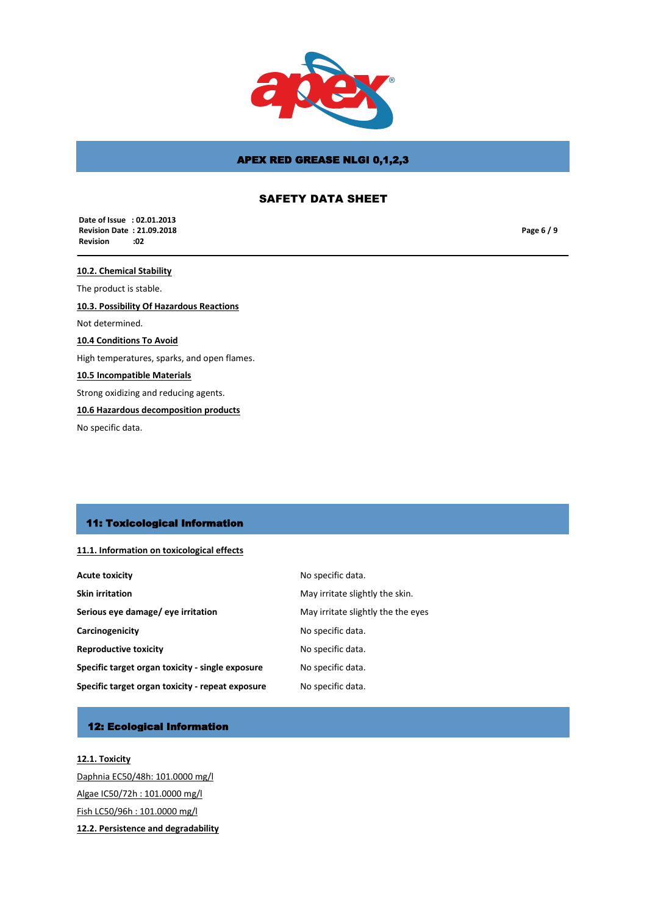#### 10.2. Chemical Stability

The product is stable.

#### 10.3. Possibility Of Hazardous Reactions

Not determined.

#### 10.4 Conditions To Avoid

High temperatures, sparks, and open flames.

#### 10.5 Incompatible Materials

Strong oxidizing and reducing agents.

#### 10.6 Hazardous decomposition products

No specific data.

## 11: Toxicological Information

#### 11.1. Information on toxicological effects

| | |
|---|---|
| **Acute toxicity** | No specific data. |
| **Skin irritation** | May irritate slightly the skin. |
| **Serious eye damage/ eye irritation** | May irritate slightly the the eyes |
| **Carcinogenicity** | No specific data. |
| **Reproductive toxicity** | No specific data. |
| **Specific target organ toxicity - single exposure** | No specific data. |
| **Specific target organ toxicity - repeat exposure** | No specific data. |

## 12: Ecological Information

#### 12.1. Toxicity

Daphnia EC50/48h: 101.0000 mg/l

Algae IC50/72h : 101.0000 mg/l

Fish LC50/96h : 101.0000 mg/l

#### 12.2. Persistence and degradability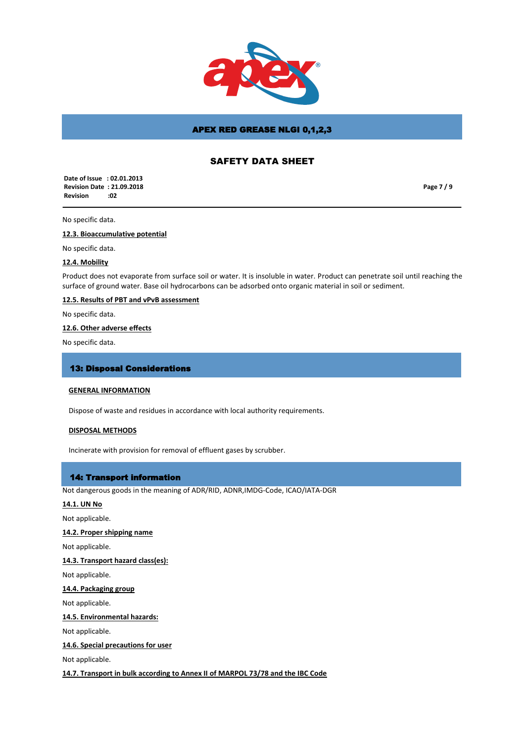No specific data.

### 12.3. Bioaccumulative potential

No specific data.

### 12.4. Mobility

Product does not evaporate from surface soil or water. It is insoluble in water. Product can penetrate soil until reaching the surface of ground water. Base oil hydrocarbons can be adsorbed onto organic material in soil or sediment.

### 12.5. Results of PBT and vPvB assessment

No specific data.

### 12.6. Other adverse effects

No specific data.

## 13: Disposal Considerations

### GENERAL INFORMATION

Dispose of waste and residues in accordance with local authority requirements.

### DISPOSAL METHODS

Incinerate with provision for removal of effluent gases by scrubber.

## 14: Transport information

Not dangerous goods in the meaning of ADR/RID, ADNR,IMDG-Code, ICAO/IATA-DGR

### 14.1. UN No

Not applicable.

### 14.2. Proper shipping name

Not applicable.

### 14.3. Transport hazard class(es):

Not applicable.

### 14.4. Packaging group

Not applicable.

### 14.5. Environmental hazards:

Not applicable.

### 14.6. Special precautions for user

Not applicable.

### 14.7. Transport in bulk according to Annex II of MARPOL 73/78 and the IBC Code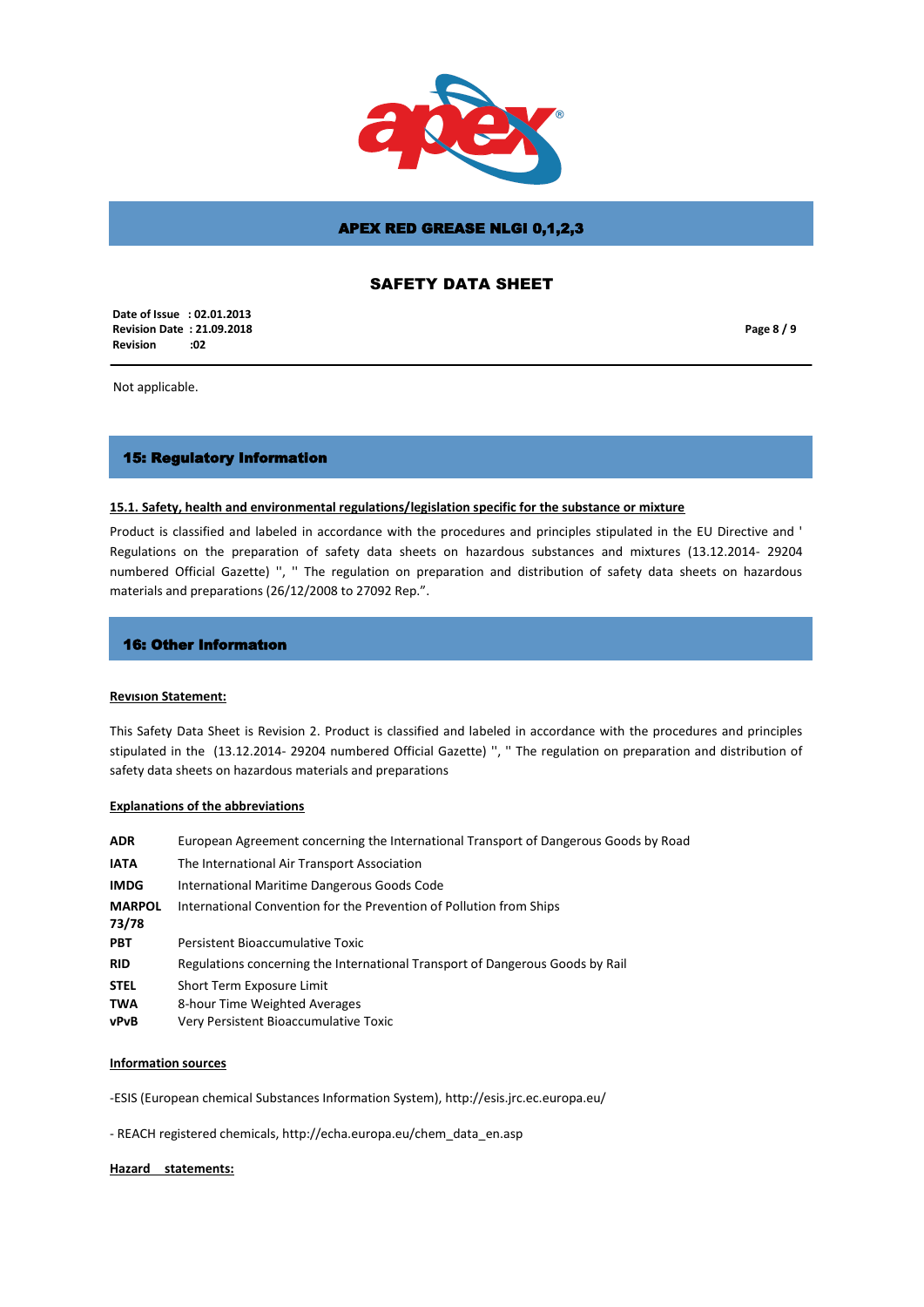Not applicable.

## 15: Regulatory Information

**15.1. Safety, health and environmental regulations/legislation specific for the substance or mixture**

Product is classified and labeled in accordance with the procedures and principles stipulated in the EU Directive and ' Regulations on the preparation of safety data sheets on hazardous substances and mixtures (13.12.2014- 29204 numbered Official Gazette) '', '' The regulation on preparation and distribution of safety data sheets on hazardous materials and preparations (26/12/2008 to 27092 Rep.”.

## 16: Other Informatıon

**Revısıon Statement:**

This Safety Data Sheet is Revision 2. Product is classified and labeled in accordance with the procedures and principles stipulated in the (13.12.2014- 29204 numbered Official Gazette) '', '' The regulation on preparation and distribution of safety data sheets on hazardous materials and preparations

**Explanations of the abbreviations**

| | |
|---|---|
| **ADR** | European Agreement concerning the International Transport of Dangerous Goods by Road |
| **IATA** | The International Air Transport Association |
| **IMDG** | International Maritime Dangerous Goods Code |
| **MARPOL 73/78** | International Convention for the Prevention of Pollution from Ships |
| **PBT** | Persistent Bioaccumulative Toxic |
| **RID** | Regulations concerning the International Transport of Dangerous Goods by Rail |
| **STEL** | Short Term Exposure Limit |
| **TWA** | 8-hour Time Weighted Averages |
| **vPvB** | Very Persistent Bioaccumulative Toxic |

**Information sources**

-ESIS (European chemical Substances Information System), http://esis.jrc.ec.europa.eu/

- REACH registered chemicals, http://echa.europa.eu/chem_data_en.asp

**Hazard statements:**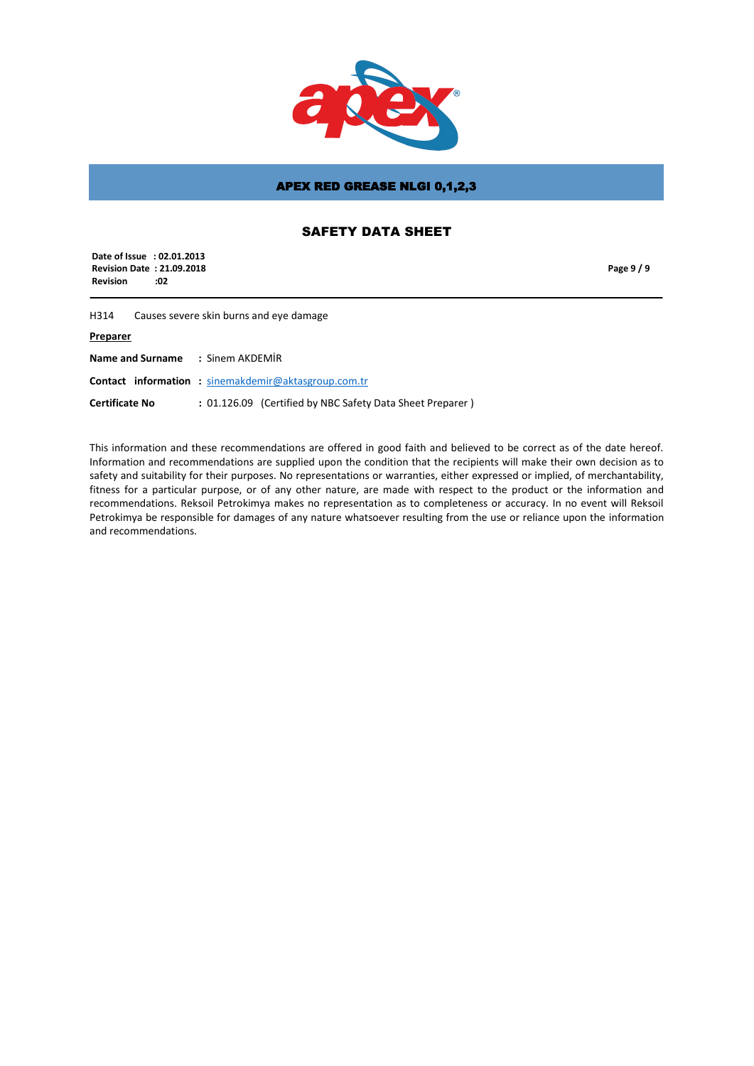H314 Causes severe skin burns and eye damage

**Preparer**

**Name and Surname** : Sinem AKDEMİR

**Contact information** : sinemakdemir@aktasgroup.com.tr

**Certificate No** : 01.126.09 (Certified by NBC Safety Data Sheet Preparer )

This information and these recommendations are offered in good faith and believed to be correct as of the date hereof. Information and recommendations are supplied upon the condition that the recipients will make their own decision as to safety and suitability for their purposes. No representations or warranties, either expressed or implied, of merchantability, fitness for a particular purpose, or of any other nature, are made with respect to the product or the information and recommendations. Reksoil Petrokimya makes no representation as to completeness or accuracy. In no event will Reksoil Petrokimya be responsible for damages of any nature whatsoever resulting from the use or reliance upon the information and recommendations.